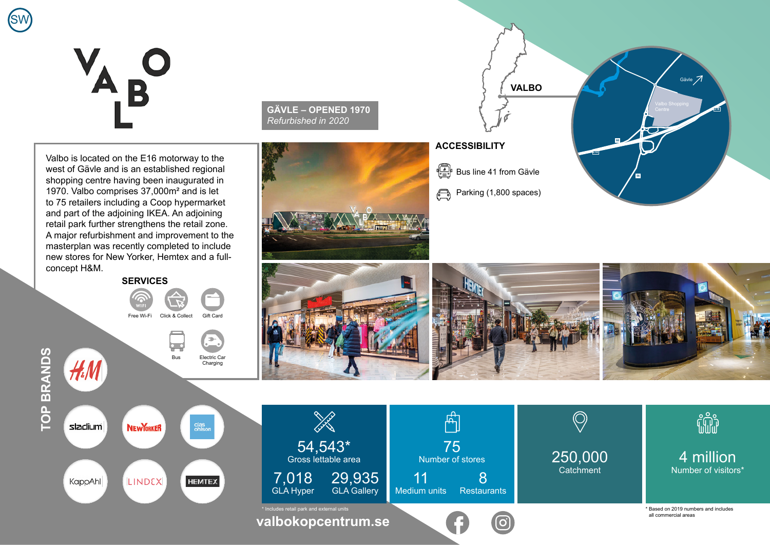# VALBO

## GÄVLE – OPENED 1970
*Refurbished in 2020*

Valbo is located on the E16 motorway to the west of Gävle and is an established regional shopping centre having been inaugurated in 1970. Valbo comprises 37,000m² and is let to 75 retailers including a Coop hypermarket and part of the adjoining IKEA. An adjoining retail park further strengthens the retail zone. A major refurbishment and improvement to the masterplan was recently completed to include new stores for New Yorker, Hemtex and a full-concept H&M.

### SERVICES

- Free Wi-Fi
- Click & Collect
- Gift Card
- Bus
- Electric Car Charging

### ACCESSIBILITY

- Bus line 41 from Gävle
- Parking (1,800 spaces)

VALBO

Gävle

Valbo Shopping Centre

### TOP BRANDS

H&M, Stadium, New Yorker, Clas Ohlson, KappAhl, Lindex, Hemtex

**54,543*** Gross lettable area

**7,018** GLA Hyper | **29,935** GLA Gallery

**75** Number of stores

**11** Medium units | **8** Restaurants

**250,000** Catchment

**4 million** Number of visitors*

\* Includes retail park and external units

\* Based on 2019 numbers and includes all commercial areas

valbokopcentrum.se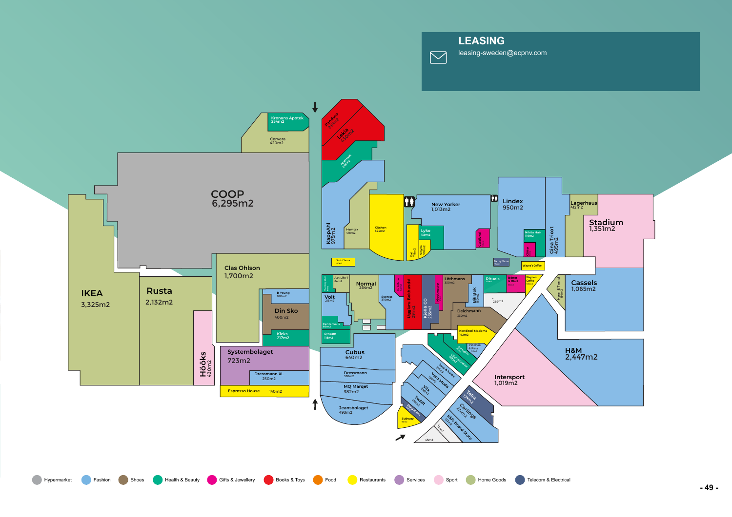## LEASING

leasing-sweden@ecpnv.com

COOP
6,295m2

IKEA
3,325m2

Rusta
2,132m2

Clas Ohlson
1,700m2

Hööks
430m2

Systembolaget
723m2

Dressmann XL
250m2

Espresso House 140m2

B Young
180m2

Din Sko
400m2

Kicks
217m2

Kronans Apotek
254m2

Cervera
420m2

Panduro
285m2

Lekia
430m2

Apoteket
255m2

KappAhl
975m2

Hemtex
418m2

Kitchen
624m2

New Yorker
1,013m2

Lyko
139m2

Lindex
950m2

Gina Tricot
495m2

Lagerhaus
412m2

Stadium
1,351m2

Nikita Hair
116m2

Sushi Yama

Wayne's Coffee

Act Life 7
84m2

Normal
264m2

Volt
215m2

Scorett
310m2

Centernails
85m2

Synsam
118m2

Ugglans Bokhandel
218m2

Kjell & CO
235m2

Löthmans
330m2

Rituals

Böner & Blad

Wayne's Coffee

Bik Bok
160m2

269m2

Deichmann
330m2

Konditori Madame
192m2

Patches & Pins

Hem & Trend
134m2

Cassels
1,065m2

H&M
2,447m2

Intersport
1,019m2

Cubus
640m2

Dressmann
330m2

MQ Marqet
382m2

Jeansbolaget
493m2

Jack & Jones
271m2

Vero Moda
168m2

Vila
246m2

Twilfit
170m2

Subway
93m2

Telia
174m2

Carlings
234m2

Kids Brand Store

70m2

45m2

Hypermarket | Fashion | Shoes | Health & Beauty | Gifts & Jewellery | Books & Toys | Food | Restaurants | Services | Sport | Home Goods | Telecom & Electrical